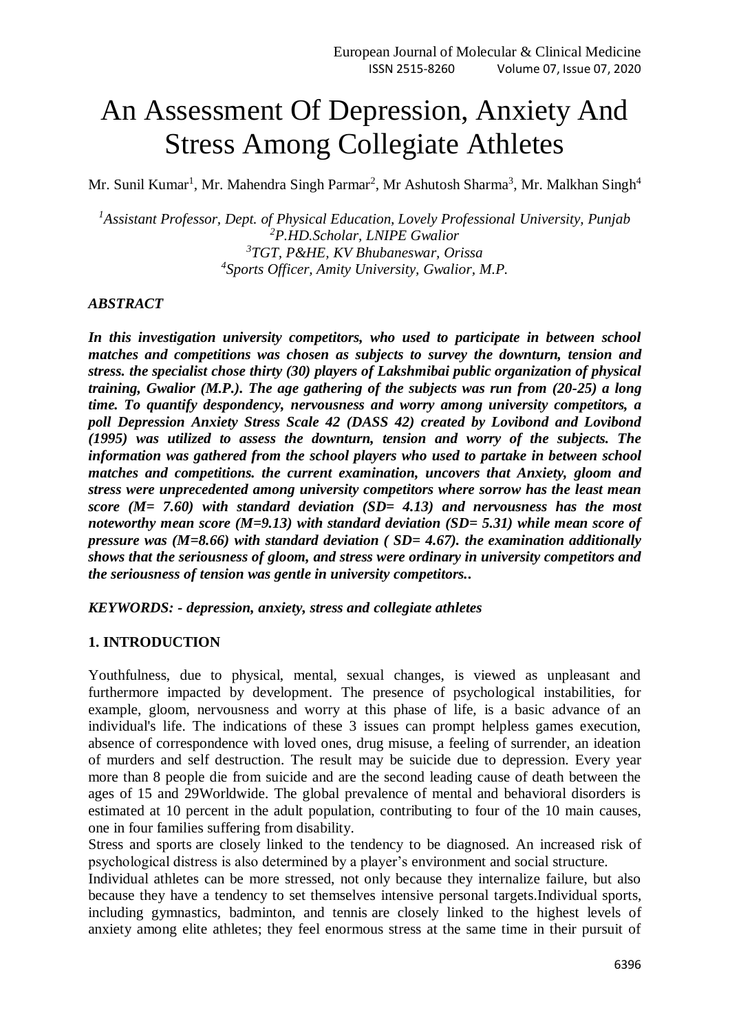# An Assessment Of Depression, Anxiety And Stress Among Collegiate Athletes

Mr. Sunil Kumar[1], Mr. Mahendra Singh Parmar[2], Mr Ashutosh Sharma[3], Mr. Malkhan Singh[4]

[1]*Assistant Professor, Dept. of Physical Education, Lovely Professional University, Punjab*
[2]*P.HD.Scholar, LNIPE Gwalior*
[3]*TGT, P&HE, KV Bhubaneswar, Orissa*
[4]*Sports Officer, Amity University, Gwalior, M.P.*

***ABSTRACT***

***In this investigation university competitors, who used to participate in between school matches and competitions was chosen as subjects to survey the downturn, tension and stress. the specialist chose thirty (30) players of Lakshmibai public organization of physical training, Gwalior (M.P.). The age gathering of the subjects was run from (20-25) a long time. To quantify despondency, nervousness and worry among university competitors, a poll Depression Anxiety Stress Scale 42 (DASS 42) created by Lovibond and Lovibond (1995) was utilized to assess the downturn, tension and worry of the subjects. The information was gathered from the school players who used to partake in between school matches and competitions. the current examination, uncovers that Anxiety, gloom and stress were unprecedented among university competitors where sorrow has the least mean score (M= 7.60) with standard deviation (SD= 4.13) and nervousness has the most noteworthy mean score (M=9.13) with standard deviation (SD= 5.31) while mean score of pressure was (M=8.66) with standard deviation ( SD= 4.67). the examination additionally shows that the seriousness of gloom, and stress were ordinary in university competitors and the seriousness of tension was gentle in university competitors..***

***KEYWORDS: - depression, anxiety, stress and collegiate athletes***

## 1. INTRODUCTION

Youthfulness, due to physical, mental, sexual changes, is viewed as unpleasant and furthermore impacted by development. The presence of psychological instabilities, for example, gloom, nervousness and worry at this phase of life, is a basic advance of an individual's life. The indications of these 3 issues can prompt helpless games execution, absence of correspondence with loved ones, drug misuse, a feeling of surrender, an ideation of murders and self destruction. The result may be suicide due to depression. Every year more than 8 people die from suicide and are the second leading cause of death between the ages of 15 and 29Worldwide. The global prevalence of mental and behavioral disorders is estimated at 10 percent in the adult population, contributing to four of the 10 main causes, one in four families suffering from disability.

Stress and sports are closely linked to the tendency to be diagnosed. An increased risk of psychological distress is also determined by a player's environment and social structure.

Individual athletes can be more stressed, not only because they internalize failure, but also because they have a tendency to set themselves intensive personal targets.Individual sports, including gymnastics, badminton, and tennis are closely linked to the highest levels of anxiety among elite athletes; they feel enormous stress at the same time in their pursuit of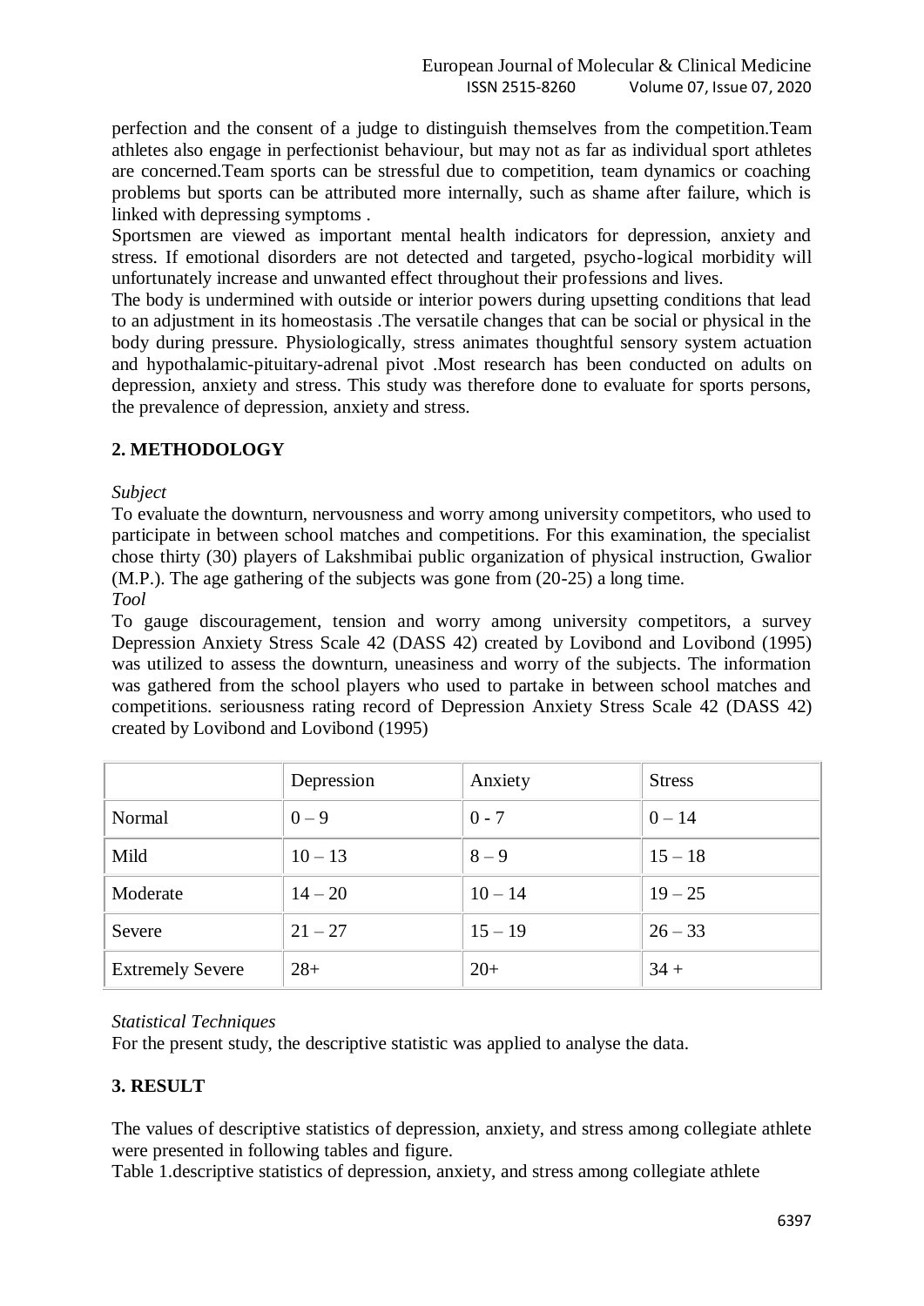perfection and the consent of a judge to distinguish themselves from the competition.Team athletes also engage in perfectionist behaviour, but may not as far as individual sport athletes are concerned.Team sports can be stressful due to competition, team dynamics or coaching problems but sports can be attributed more internally, such as shame after failure, which is linked with depressing symptoms .

Sportsmen are viewed as important mental health indicators for depression, anxiety and stress. If emotional disorders are not detected and targeted, psycho-logical morbidity will unfortunately increase and unwanted effect throughout their professions and lives.

The body is undermined with outside or interior powers during upsetting conditions that lead to an adjustment in its homeostasis .The versatile changes that can be social or physical in the body during pressure. Physiologically, stress animates thoughtful sensory system actuation and hypothalamic-pituitary-adrenal pivot .Most research has been conducted on adults on depression, anxiety and stress. This study was therefore done to evaluate for sports persons, the prevalence of depression, anxiety and stress.

## 2. METHODOLOGY

*Subject*

To evaluate the downturn, nervousness and worry among university competitors, who used to participate in between school matches and competitions. For this examination, the specialist chose thirty (30) players of Lakshmibai public organization of physical instruction, Gwalior (M.P.). The age gathering of the subjects was gone from (20-25) a long time.

*Tool*

To gauge discouragement, tension and worry among university competitors, a survey Depression Anxiety Stress Scale 42 (DASS 42) created by Lovibond and Lovibond (1995) was utilized to assess the downturn, uneasiness and worry of the subjects. The information was gathered from the school players who used to partake in between school matches and competitions. seriousness rating record of Depression Anxiety Stress Scale 42 (DASS 42) created by Lovibond and Lovibond (1995)

| | Depression | Anxiety | Stress |
|---|---|---|---|
| Normal | 0 – 9 | 0 - 7 | 0 – 14 |
| Mild | 10 – 13 | 8 – 9 | 15 – 18 |
| Moderate | 14 – 20 | 10 – 14 | 19 – 25 |
| Severe | 21 – 27 | 15 – 19 | 26 – 33 |
| Extremely Severe | 28+ | 20+ | 34 + |

*Statistical Techniques*

For the present study, the descriptive statistic was applied to analyse the data.

## 3. RESULT

The values of descriptive statistics of depression, anxiety, and stress among collegiate athlete were presented in following tables and figure.

Table 1.descriptive statistics of depression, anxiety, and stress among collegiate athlete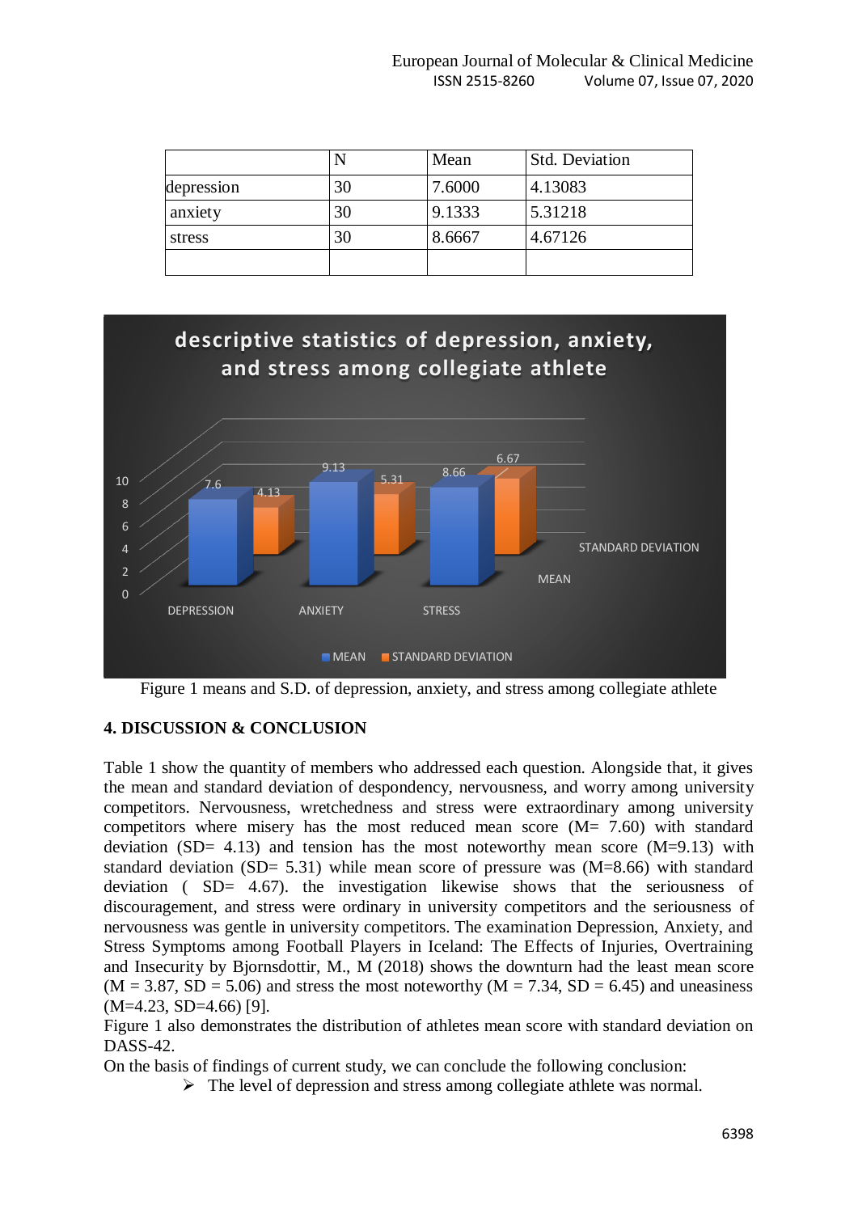| | N | Mean | Std. Deviation |
|---|---|---|---|
| depression | 30 | 7.6000 | 4.13083 |
| anxiety | 30 | 9.1333 | 5.31218 |
| stress | 30 | 8.6667 | 4.67126 |
| | | | |

Figure 1 means and S.D. of depression, anxiety, and stress among collegiate athlete

## 4. DISCUSSION & CONCLUSION

Table 1 show the quantity of members who addressed each question. Alongside that, it gives the mean and standard deviation of despondency, nervousness, and worry among university competitors. Nervousness, wretchedness and stress were extraordinary among university competitors where misery has the most reduced mean score (M= 7.60) with standard deviation (SD= 4.13) and tension has the most noteworthy mean score (M=9.13) with standard deviation (SD= 5.31) while mean score of pressure was (M=8.66) with standard deviation ( SD= 4.67). the investigation likewise shows that the seriousness of discouragement, and stress were ordinary in university competitors and the seriousness of nervousness was gentle in university competitors. The examination Depression, Anxiety, and Stress Symptoms among Football Players in Iceland: The Effects of Injuries, Overtraining and Insecurity by Bjornsdottir, M., M (2018) shows the downturn had the least mean score (M = 3.87, SD = 5.06) and stress the most noteworthy (M = 7.34, SD = 6.45) and uneasiness (M=4.23, SD=4.66) [9].

Figure 1 also demonstrates the distribution of athletes mean score with standard deviation on DASS-42.

On the basis of findings of current study, we can conclude the following conclusion:

- The level of depression and stress among collegiate athlete was normal.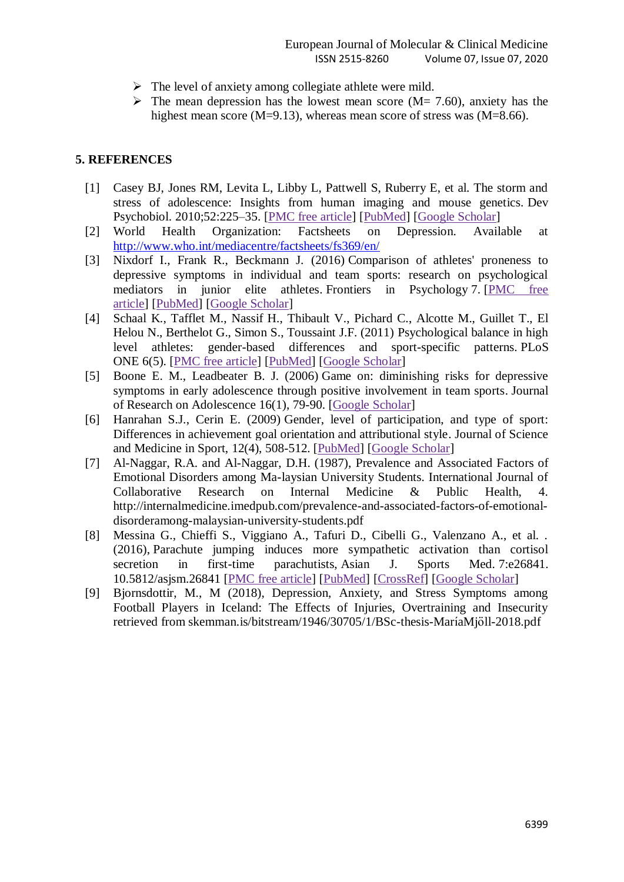- ➢ The level of anxiety among collegiate athlete were mild.
- ➢ The mean depression has the lowest mean score (M= 7.60), anxiety has the highest mean score (M=9.13), whereas mean score of stress was (M=8.66).

## 5. REFERENCES

[1] Casey BJ, Jones RM, Levita L, Libby L, Pattwell S, Ruberry E, et al. The storm and stress of adolescence: Insights from human imaging and mouse genetics. Dev Psychobiol. 2010;52:225–35. [PMC free article] [PubMed] [Google Scholar]

[2] World Health Organization: Factsheets on Depression. Available at http://www.who.int/mediacentre/factsheets/fs369/en/

[3] Nixdorf I., Frank R., Beckmann J. (2016) Comparison of athletes' proneness to depressive symptoms in individual and team sports: research on psychological mediators in junior elite athletes. Frontiers in Psychology 7. [PMC free article] [PubMed] [Google Scholar]

[4] Schaal K., Tafflet M., Nassif H., Thibault V., Pichard C., Alcotte M., Guillet T., El Helou N., Berthelot G., Simon S., Toussaint J.F. (2011) Psychological balance in high level athletes: gender-based differences and sport-specific patterns. PLoS ONE 6(5). [PMC free article] [PubMed] [Google Scholar]

[5] Boone E. M., Leadbeater B. J. (2006) Game on: diminishing risks for depressive symptoms in early adolescence through positive involvement in team sports. Journal of Research on Adolescence 16(1), 79-90. [Google Scholar]

[6] Hanrahan S.J., Cerin E. (2009) Gender, level of participation, and type of sport: Differences in achievement goal orientation and attributional style. Journal of Science and Medicine in Sport, 12(4), 508-512. [PubMed] [Google Scholar]

[7] Al-Naggar, R.A. and Al-Naggar, D.H. (1987), Prevalence and Associated Factors of Emotional Disorders among Ma-laysian University Students. International Journal of Collaborative Research on Internal Medicine & Public Health, 4. http://internalmedicine.imedpub.com/prevalence-and-associated-factors-of-emotional-disorderamong-malaysian-university-students.pdf

[8] Messina G., Chieffi S., Viggiano A., Tafuri D., Cibelli G., Valenzano A., et al. . (2016), Parachute jumping induces more sympathetic activation than cortisol secretion in first-time parachutists, Asian J. Sports Med. 7:e26841. 10.5812/asjsm.26841 [PMC free article] [PubMed] [CrossRef] [Google Scholar]

[9] Bjornsdottir, M., M (2018), Depression, Anxiety, and Stress Symptoms among Football Players in Iceland: The Effects of Injuries, Overtraining and Insecurity retrieved from skemman.is/bitstream/1946/30705/1/BSc-thesis-MaríaMjöll-2018.pdf